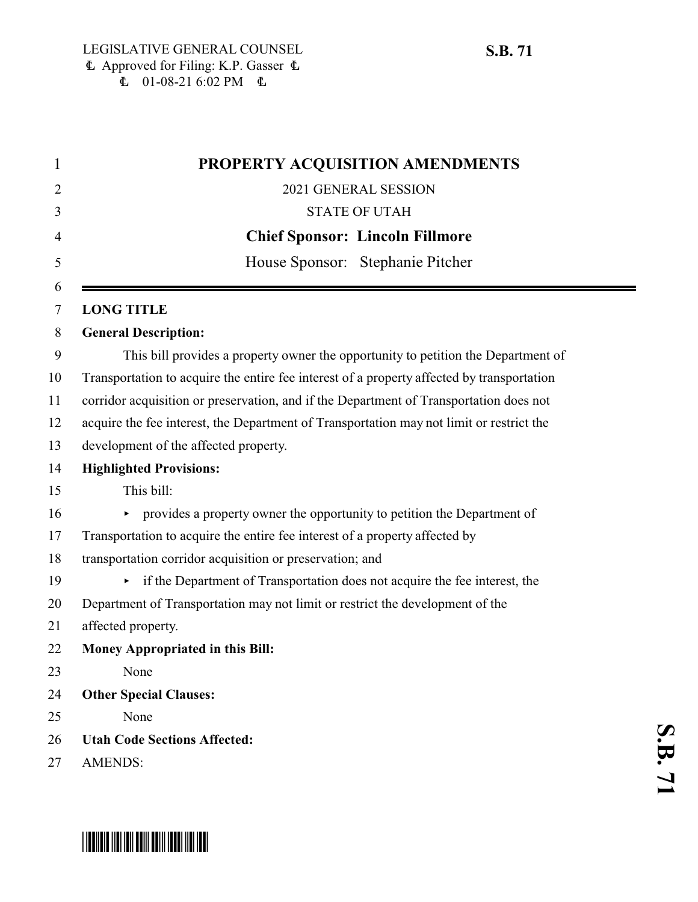LEGISLATIVE GENERAL COUNSEL
Approved for Filing: K.P. Gasser
01-08-21 6:02 PM

**S.B. 71**

# PROPERTY ACQUISITION AMENDMENTS

2021 GENERAL SESSION

STATE OF UTAH

**Chief Sponsor: Lincoln Fillmore**

House Sponsor: Stephanie Pitcher

---

**LONG TITLE**

**General Description:**

This bill provides a property owner the opportunity to petition the Department of Transportation to acquire the entire fee interest of a property affected by transportation corridor acquisition or preservation, and if the Department of Transportation does not acquire the fee interest, the Department of Transportation may not limit or restrict the development of the affected property.

**Highlighted Provisions:**

This bill:

- provides a property owner the opportunity to petition the Department of Transportation to acquire the entire fee interest of a property affected by transportation corridor acquisition or preservation; and
- if the Department of Transportation does not acquire the fee interest, the Department of Transportation may not limit or restrict the development of the affected property.

**Money Appropriated in this Bill:**

None

**Other Special Clauses:**

None

**Utah Code Sections Affected:**

AMENDS: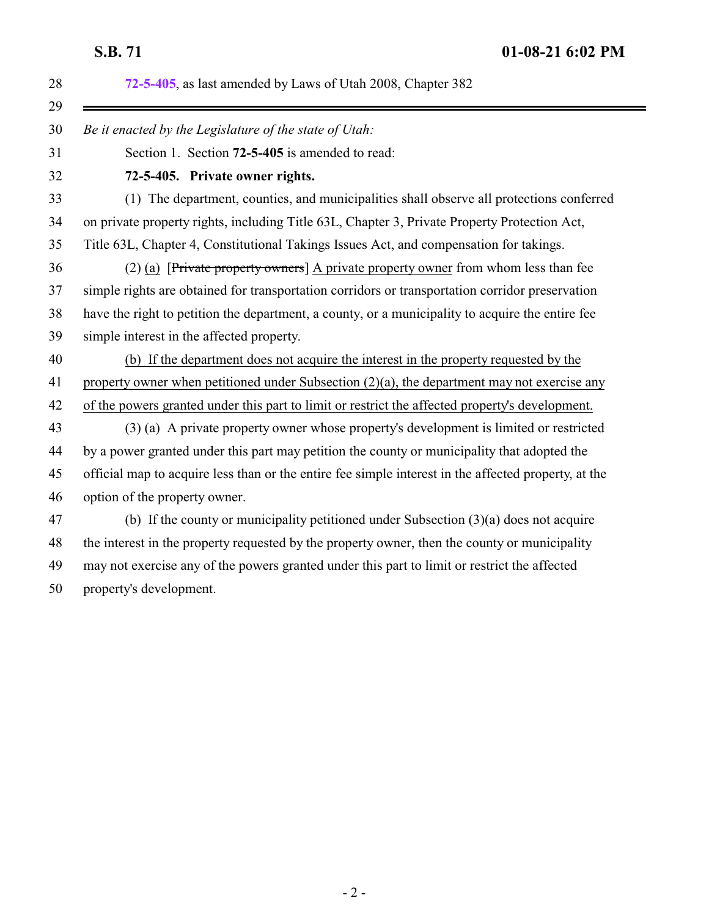72-5-405, as last amended by Laws of Utah 2008, Chapter 382

---

*Be it enacted by the Legislature of the state of Utah:*

Section 1. Section **72-5-405** is amended to read:

**72-5-405. Private owner rights.**

(1) The department, counties, and municipalities shall observe all protections conferred on private property rights, including Title 63L, Chapter 3, Private Property Protection Act, Title 63L, Chapter 4, Constitutional Takings Issues Act, and compensation for takings.

(2) <u>(a)</u> [~~Private property owners~~] <u>A private property owner</u> from whom less than fee simple rights are obtained for transportation corridors or transportation corridor preservation have the right to petition the department, a county, or a municipality to acquire the entire fee simple interest in the affected property.

<u>(b) If the department does not acquire the interest in the property requested by the property owner when petitioned under Subsection (2)(a), the department may not exercise any of the powers granted under this part to limit or restrict the affected property's development.</u>

(3) (a) A private property owner whose property's development is limited or restricted by a power granted under this part may petition the county or municipality that adopted the official map to acquire less than or the entire fee simple interest in the affected property, at the option of the property owner.

(b) If the county or municipality petitioned under Subsection (3)(a) does not acquire the interest in the property requested by the property owner, then the county or municipality may not exercise any of the powers granted under this part to limit or restrict the affected property's development.